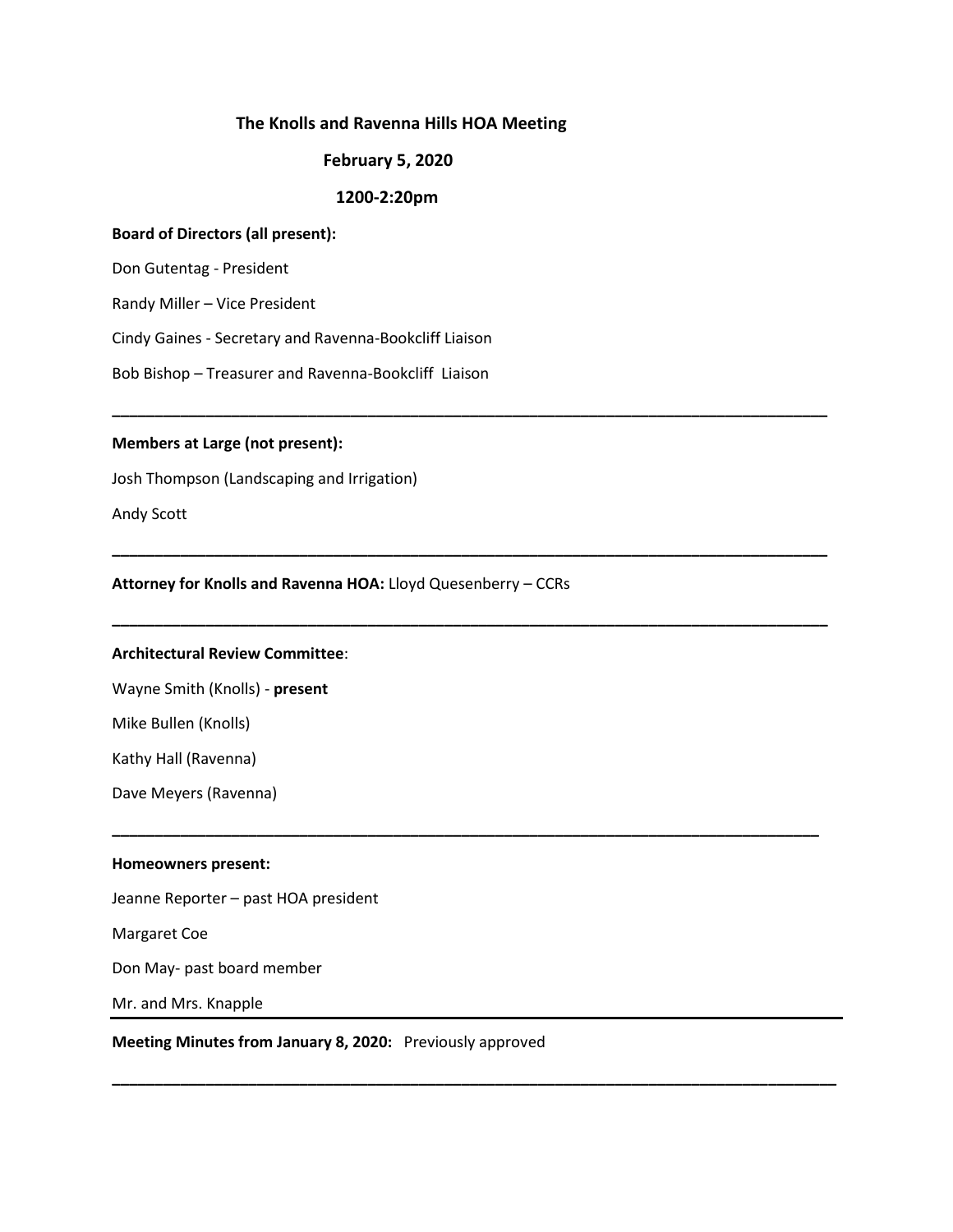# The Knolls and Ravenna Hills HOA Meeting

**February 5, 2020**

**1200-2:20pm**

**Board of Directors (all present):**

Don Gutentag - President

Randy Miller – Vice President

Cindy Gaines - Secretary and Ravenna-Bookcliff Liaison

Bob Bishop – Treasurer and Ravenna-Bookcliff Liaison

---

**Members at Large (not present):**

Josh Thompson (Landscaping and Irrigation)

Andy Scott

---

**Attorney for Knolls and Ravenna HOA:** Lloyd Quesenberry – CCRs

---

**Architectural Review Committee**:

Wayne Smith (Knolls) - **present**

Mike Bullen (Knolls)

Kathy Hall (Ravenna)

Dave Meyers (Ravenna)

---

**Homeowners present:**

Jeanne Reporter – past HOA president

Margaret Coe

Don May- past board member

Mr. and Mrs. Knapple

---

**Meeting Minutes from January 8, 2020:** Previously approved

---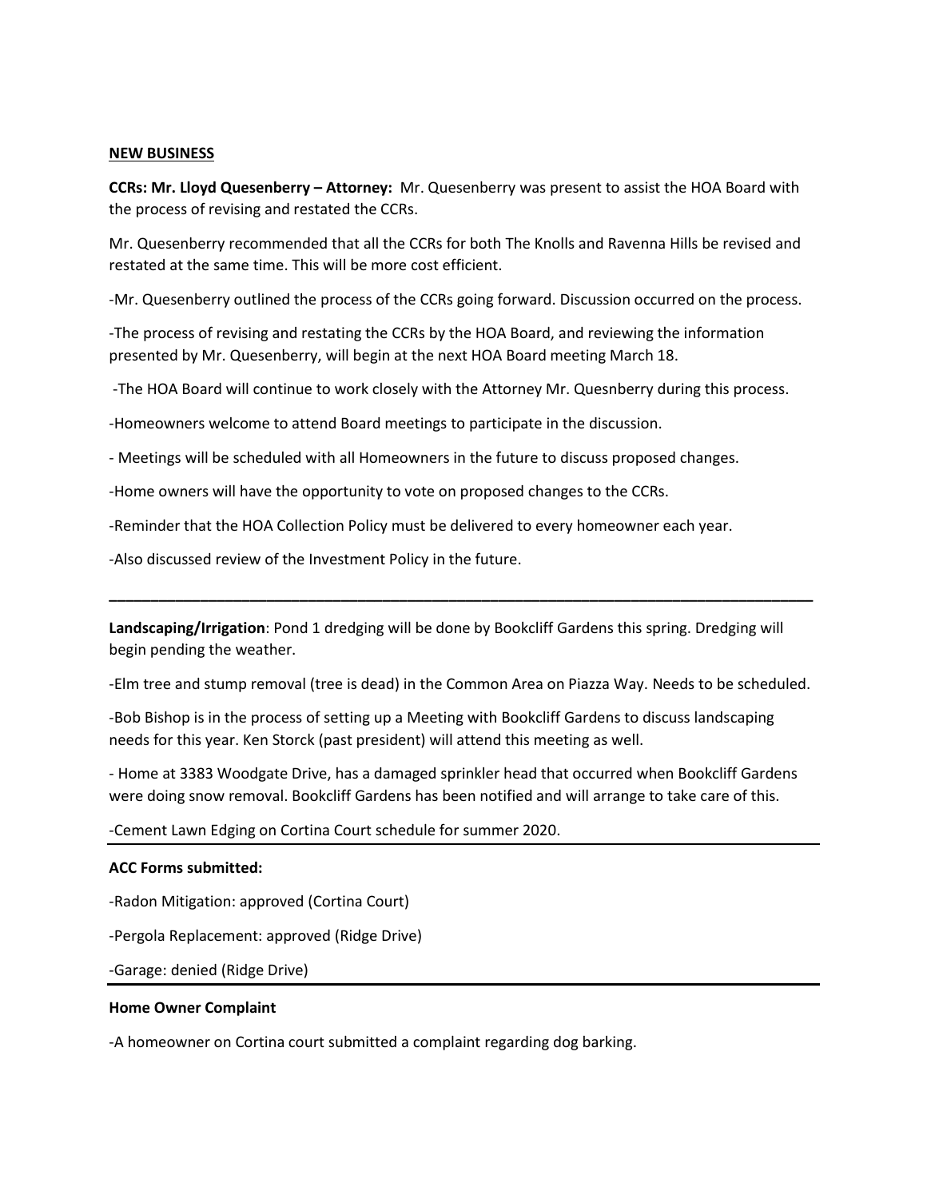## NEW BUSINESS

**CCRs: Mr. Lloyd Quesenberry – Attorney:** Mr. Quesenberry was present to assist the HOA Board with the process of revising and restated the CCRs.

Mr. Quesenberry recommended that all the CCRs for both The Knolls and Ravenna Hills be revised and restated at the same time. This will be more cost efficient.

-Mr. Quesenberry outlined the process of the CCRs going forward. Discussion occurred on the process.

-The process of revising and restating the CCRs by the HOA Board, and reviewing the information presented by Mr. Quesenberry, will begin at the next HOA Board meeting March 18.

-The HOA Board will continue to work closely with the Attorney Mr. Quesnberry during this process.

-Homeowners welcome to attend Board meetings to participate in the discussion.

- Meetings will be scheduled with all Homeowners in the future to discuss proposed changes.

-Home owners will have the opportunity to vote on proposed changes to the CCRs.

-Reminder that the HOA Collection Policy must be delivered to every homeowner each year.

-Also discussed review of the Investment Policy in the future.

---

**Landscaping/Irrigation**: Pond 1 dredging will be done by Bookcliff Gardens this spring. Dredging will begin pending the weather.

-Elm tree and stump removal (tree is dead) in the Common Area on Piazza Way. Needs to be scheduled.

-Bob Bishop is in the process of setting up a Meeting with Bookcliff Gardens to discuss landscaping needs for this year. Ken Storck (past president) will attend this meeting as well.

- Home at 3383 Woodgate Drive, has a damaged sprinkler head that occurred when Bookcliff Gardens were doing snow removal. Bookcliff Gardens has been notified and will arrange to take care of this.

-Cement Lawn Edging on Cortina Court schedule for summer 2020.

---

**ACC Forms submitted:**

-Radon Mitigation: approved (Cortina Court)

-Pergola Replacement: approved (Ridge Drive)

-Garage: denied (Ridge Drive)

---

**Home Owner Complaint**

-A homeowner on Cortina court submitted a complaint regarding dog barking.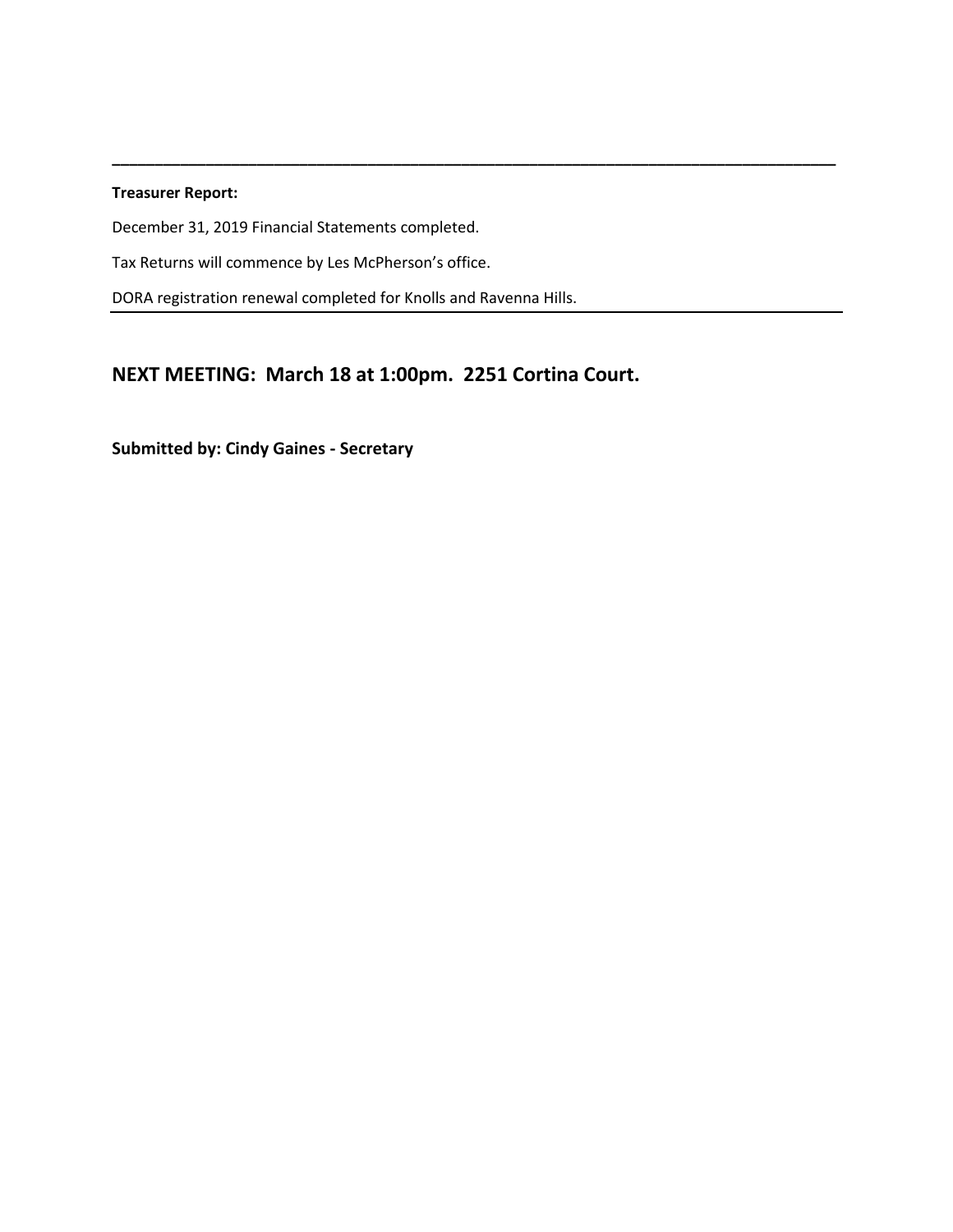---

**Treasurer Report:**

December 31, 2019 Financial Statements completed.

Tax Returns will commence by Les McPherson's office.

DORA registration renewal completed for Knolls and Ravenna Hills.

---

## NEXT MEETING: March 18 at 1:00pm. 2251 Cortina Court.

**Submitted by: Cindy Gaines - Secretary**